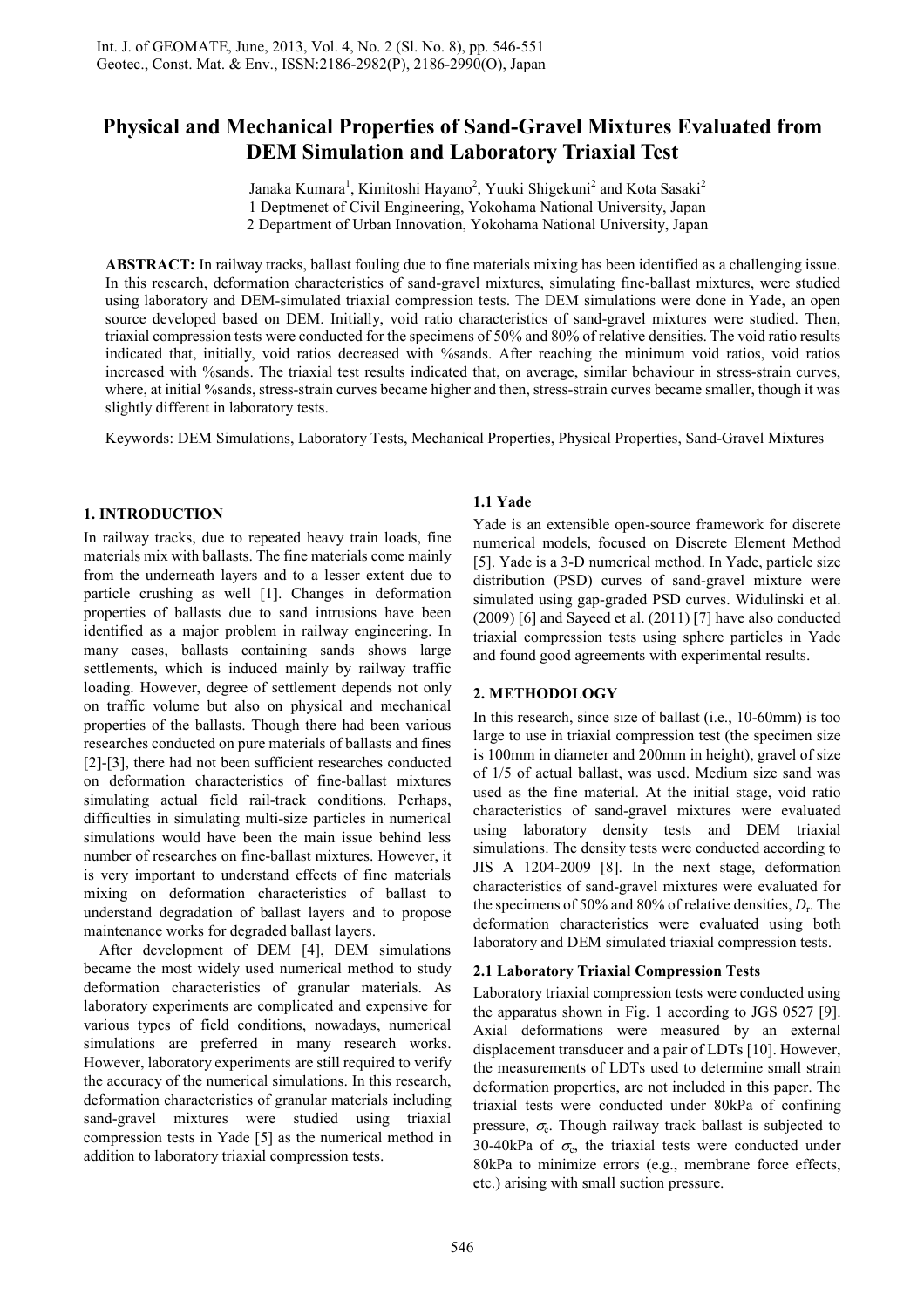# Physical and Mechanical Properties of Sand-Gravel Mixtures Evaluated from DEM Simulation and Laboratory Triaxial Test

Janaka Kumara[1], Kimitoshi Hayano[2], Yuuki Shigekuni[2] and Kota Sasaki[2]

1 Deptmenet of Civil Engineering, Yokohama National University, Japan

2 Department of Urban Innovation, Yokohama National University, Japan

**ABSTRACT:** In railway tracks, ballast fouling due to fine materials mixing has been identified as a challenging issue. In this research, deformation characteristics of sand-gravel mixtures, simulating fine-ballast mixtures, were studied using laboratory and DEM-simulated triaxial compression tests. The DEM simulations were done in Yade, an open source developed based on DEM. Initially, void ratio characteristics of sand-gravel mixtures were studied. Then, triaxial compression tests were conducted for the specimens of 50% and 80% of relative densities. The void ratio results indicated that, initially, void ratios decreased with %sands. After reaching the minimum void ratios, void ratios increased with %sands. The triaxial test results indicated that, on average, similar behaviour in stress-strain curves, where, at initial %sands, stress-strain curves became higher and then, stress-strain curves became smaller, though it was slightly different in laboratory tests.

Keywords: DEM Simulations, Laboratory Tests, Mechanical Properties, Physical Properties, Sand-Gravel Mixtures

## 1. INTRODUCTION

In railway tracks, due to repeated heavy train loads, fine materials mix with ballasts. The fine materials come mainly from the underneath layers and to a lesser extent due to particle crushing as well [1]. Changes in deformation properties of ballasts due to sand intrusions have been identified as a major problem in railway engineering. In many cases, ballasts containing sands shows large settlements, which is induced mainly by railway traffic loading. However, degree of settlement depends not only on traffic volume but also on physical and mechanical properties of the ballasts. Though there had been various researches conducted on pure materials of ballasts and fines [2]-[3], there had not been sufficient researches conducted on deformation characteristics of fine-ballast mixtures simulating actual field rail-track conditions. Perhaps, difficulties in simulating multi-size particles in numerical simulations would have been the main issue behind less number of researches on fine-ballast mixtures. However, it is very important to understand effects of fine materials mixing on deformation characteristics of ballast to understand degradation of ballast layers and to propose maintenance works for degraded ballast layers.

After development of DEM [4], DEM simulations became the most widely used numerical method to study deformation characteristics of granular materials. As laboratory experiments are complicated and expensive for various types of field conditions, nowadays, numerical simulations are preferred in many research works. However, laboratory experiments are still required to verify the accuracy of the numerical simulations. In this research, deformation characteristics of granular materials including sand-gravel mixtures were studied using triaxial compression tests in Yade [5] as the numerical method in addition to laboratory triaxial compression tests.

### 1.1 Yade

Yade is an extensible open-source framework for discrete numerical models, focused on Discrete Element Method [5]. Yade is a 3-D numerical method. In Yade, particle size distribution (PSD) curves of sand-gravel mixture were simulated using gap-graded PSD curves. Widulinski et al. (2009) [6] and Sayeed et al. (2011) [7] have also conducted triaxial compression tests using sphere particles in Yade and found good agreements with experimental results.

## 2. METHODOLOGY

In this research, since size of ballast (i.e., 10-60mm) is too large to use in triaxial compression test (the specimen size is 100mm in diameter and 200mm in height), gravel of size of 1/5 of actual ballast, was used. Medium size sand was used as the fine material. At the initial stage, void ratio characteristics of sand-gravel mixtures were evaluated using laboratory density tests and DEM triaxial simulations. The density tests were conducted according to JIS A 1204-2009 [8]. In the next stage, deformation characteristics of sand-gravel mixtures were evaluated for the specimens of 50% and 80% of relative densities, $D_r$. The deformation characteristics were evaluated using both laboratory and DEM simulated triaxial compression tests.

### 2.1 Laboratory Triaxial Compression Tests

Laboratory triaxial compression tests were conducted using the apparatus shown in Fig. 1 according to JGS 0527 [9]. Axial deformations were measured by an external displacement transducer and a pair of LDTs [10]. However, the measurements of LDTs used to determine small strain deformation properties, are not included in this paper. The triaxial tests were conducted under 80kPa of confining pressure, $\sigma_c$. Though railway track ballast is subjected to 30-40kPa of $\sigma_c$, the triaxial tests were conducted under 80kPa to minimize errors (e.g., membrane force effects, etc.) arising with small suction pressure.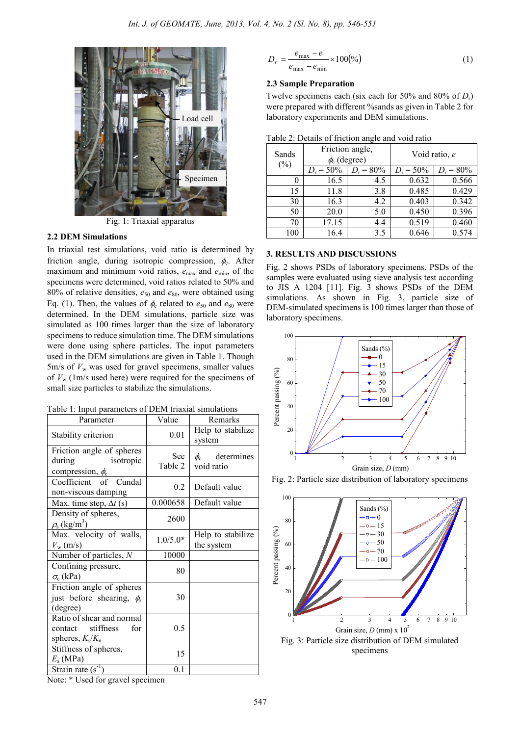Fig. 1: Triaxial apparatus

### 2.2 DEM Simulations

In triaxial test simulations, void ratio is determined by friction angle, during isotropic compression, $\phi_c$. After maximum and minimum void ratios, $e_{max}$ and $e_{min}$, of the specimens were determined, void ratios related to 50% and 80% of relative densities, $e_{50}$ and $e_{80}$, were obtained using Eq. (1). Then, the values of $\phi_c$ related to $e_{50}$ and $e_{80}$ were determined. In the DEM simulations, particle size was simulated as 100 times larger than the size of laboratory specimens to reduce simulation time. The DEM simulations were done using sphere particles. The input parameters used in the DEM simulations are given in Table 1. Though 5m/s of $V_w$ was used for gravel specimens, smaller values of $V_w$ (1m/s used here) were required for the specimens of small size particles to stabilize the simulations.

Table 1: Input parameters of DEM triaxial simulations

| Parameter | Value | Remarks |
|---|---|---|
| Stability criterion | 0.01 | Help to stabilize system |
| Friction angle of spheres during isotropic compression, $\phi_c$ | See Table 2 | $\phi_c$ determines void ratio |
| Coefficient of Cundal non-viscous damping | 0.2 | Default value |
| Max. time step, $\Delta t$ (s) | 0.000658 | Default value |
| Density of spheres, $\rho_s$ (kg/m$^3$) | 2600 | |
| Max. velocity of walls, $V_w$ (m/s) | 1.0/5.0* | Help to stabilize the system |
| Number of particles, $N$ | 10000 | |
| Confining pressure, $\sigma_c$ (kPa) | 80 | |
| Friction angle of spheres just before shearing, $\phi_s$ (degree) | 30 | |
| Ratio of shear and normal contact stiffness for spheres, $K_s/K_n$ | 0.5 | |
| Stiffness of spheres, $E_s$ (MPa) | 15 | |
| Strain rate (s$^{-1}$) | 0.1 | |

Note: * Used for gravel specimen

$$D_r = \frac{e_{max} - e}{e_{max} - e_{min}} \times 100(\%) \tag{1}$$

### 2.3 Sample Preparation

Twelve specimens each (six each for 50% and 80% of $D_r$) were prepared with different %sands as given in Table 2 for laboratory experiments and DEM simulations.

Table 2: Details of friction angle and void ratio

| Sands (%) | Friction angle, $\phi_c$ (degree) | | Void ratio, $e$ | |
|---|---|---|---|---|
| | $D_r$ = 50% | $D_r$ = 80% | $D_r$ = 50% | $D_r$ = 80% |
| 0 | 16.5 | 4.5 | 0.632 | 0.566 |
| 15 | 11.8 | 3.8 | 0.485 | 0.429 |
| 30 | 16.3 | 4.2 | 0.403 | 0.342 |
| 50 | 20.0 | 5.0 | 0.450 | 0.396 |
| 70 | 17.15 | 4.4 | 0.519 | 0.460 |
| 100 | 16.4 | 3.5 | 0.646 | 0.574 |

## 3. RESULTS AND DISCUSSIONS

Fig. 2 shows PSDs of laboratory specimens. PSDs of the samples were evaluated using sieve analysis test according to JIS A 1204 [11]. Fig. 3 shows PSDs of the DEM simulations. As shown in Fig. 3, particle size of DEM-simulated specimens is 100 times larger than those of laboratory specimens.

Fig. 2: Particle size distribution of laboratory specimens

Fig. 3: Particle size distribution of DEM simulated specimens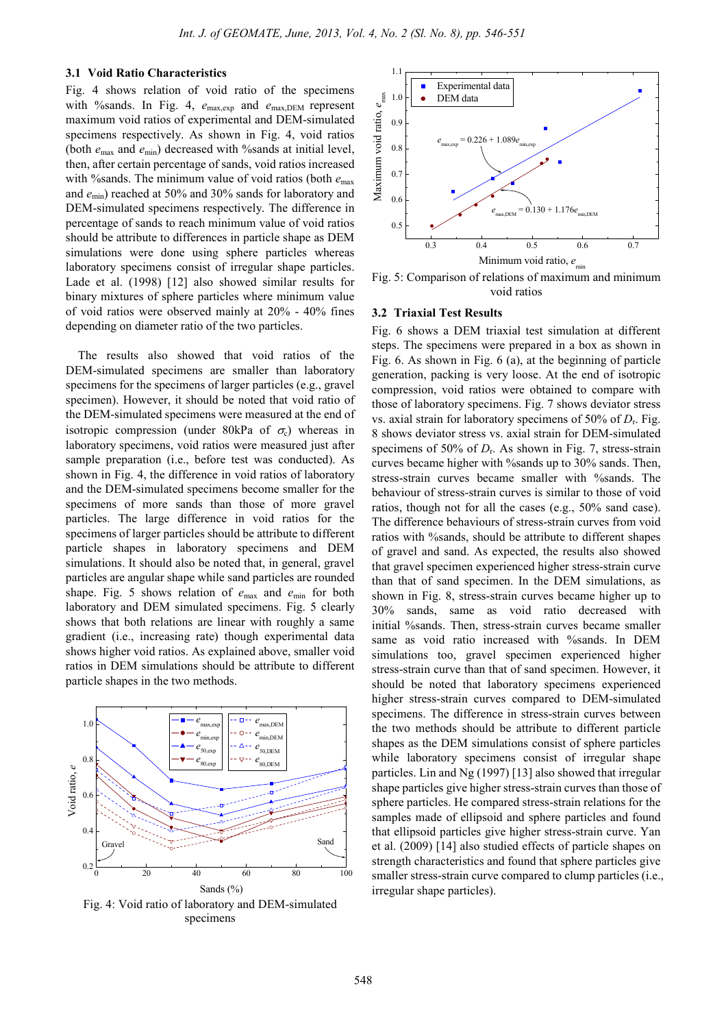### 3.1 Void Ratio Characteristics

Fig. 4 shows relation of void ratio of the specimens with %sands. In Fig. 4, $e_{max,exp}$ and $e_{max,DEM}$ represent maximum void ratios of experimental and DEM-simulated specimens respectively. As shown in Fig. 4, void ratios (both $e_{max}$ and $e_{min}$) decreased with %sands at initial level, then, after certain percentage of sands, void ratios increased with %sands. The minimum value of void ratios (both $e_{max}$ and $e_{min}$) reached at 50% and 30% sands for laboratory and DEM-simulated specimens respectively. The difference in percentage of sands to reach minimum value of void ratios should be attribute to differences in particle shape as DEM simulations were done using sphere particles whereas laboratory specimens consist of irregular shape particles. Lade et al. (1998) [12] also showed similar results for binary mixtures of sphere particles where minimum value of void ratios were observed mainly at 20% - 40% fines depending on diameter ratio of the two particles.

The results also showed that void ratios of the DEM-simulated specimens are smaller than laboratory specimens for the specimens of larger particles (e.g., gravel specimen). However, it should be noted that void ratio of the DEM-simulated specimens were measured at the end of isotropic compression (under 80kPa of $\sigma_c$) whereas in laboratory specimens, void ratios were measured just after sample preparation (i.e., before test was conducted). As shown in Fig. 4, the difference in void ratios of laboratory and the DEM-simulated specimens become smaller for the specimens of more sands than those of more gravel particles. The large difference in void ratios for the specimens of larger particles should be attribute to different particle shapes in laboratory specimens and DEM simulations. It should also be noted that, in general, gravel particles are angular shape while sand particles are rounded shape. Fig. 5 shows relation of $e_{max}$ and $e_{min}$ for both laboratory and DEM simulated specimens. Fig. 5 clearly shows that both relations are linear with roughly a same gradient (i.e., increasing rate) though experimental data shows higher void ratios. As explained above, smaller void ratios in DEM simulations should be attribute to different particle shapes in the two methods.

Fig. 4: Void ratio of laboratory and DEM-simulated specimens

Fig. 5: Comparison of relations of maximum and minimum void ratios

### 3.2 Triaxial Test Results

Fig. 6 shows a DEM triaxial test simulation at different steps. The specimens were prepared in a box as shown in Fig. 6. As shown in Fig. 6 (a), at the beginning of particle generation, packing is very loose. At the end of isotropic compression, void ratios were obtained to compare with those of laboratory specimens. Fig. 7 shows deviator stress vs. axial strain for laboratory specimens of 50% of $D_r$. Fig. 8 shows deviator stress vs. axial strain for DEM-simulated specimens of 50% of $D_r$. As shown in Fig. 7, stress-strain curves became higher with %sands up to 30% sands. Then, stress-strain curves became smaller with %sands. The behaviour of stress-strain curves is similar to those of void ratios, though not for all the cases (e.g., 50% sand case). The difference behaviours of stress-strain curves from void ratios with %sands, should be attribute to different shapes of gravel and sand. As expected, the results also showed that gravel specimen experienced higher stress-strain curve than that of sand specimen. In the DEM simulations, as shown in Fig. 8, stress-strain curves became higher up to 30% sands, same as void ratio decreased with initial %sands. Then, stress-strain curves became smaller same as void ratio increased with %sands. In DEM simulations too, gravel specimen experienced higher stress-strain curve than that of sand specimen. However, it should be noted that laboratory specimens experienced higher stress-strain curves compared to DEM-simulated specimens. The difference in stress-strain curves between the two methods should be attribute to different particle shapes as the DEM simulations consist of sphere particles while laboratory specimens consist of irregular shape particles. Lin and Ng (1997) [13] also showed that irregular shape particles give higher stress-strain curves than those of sphere particles. He compared stress-strain relations for the samples made of ellipsoid and sphere particles and found that ellipsoid particles give higher stress-strain curve. Yan et al. (2009) [14] also studied effects of particle shapes on strength characteristics and found that sphere particles give smaller stress-strain curve compared to clump particles (i.e., irregular shape particles).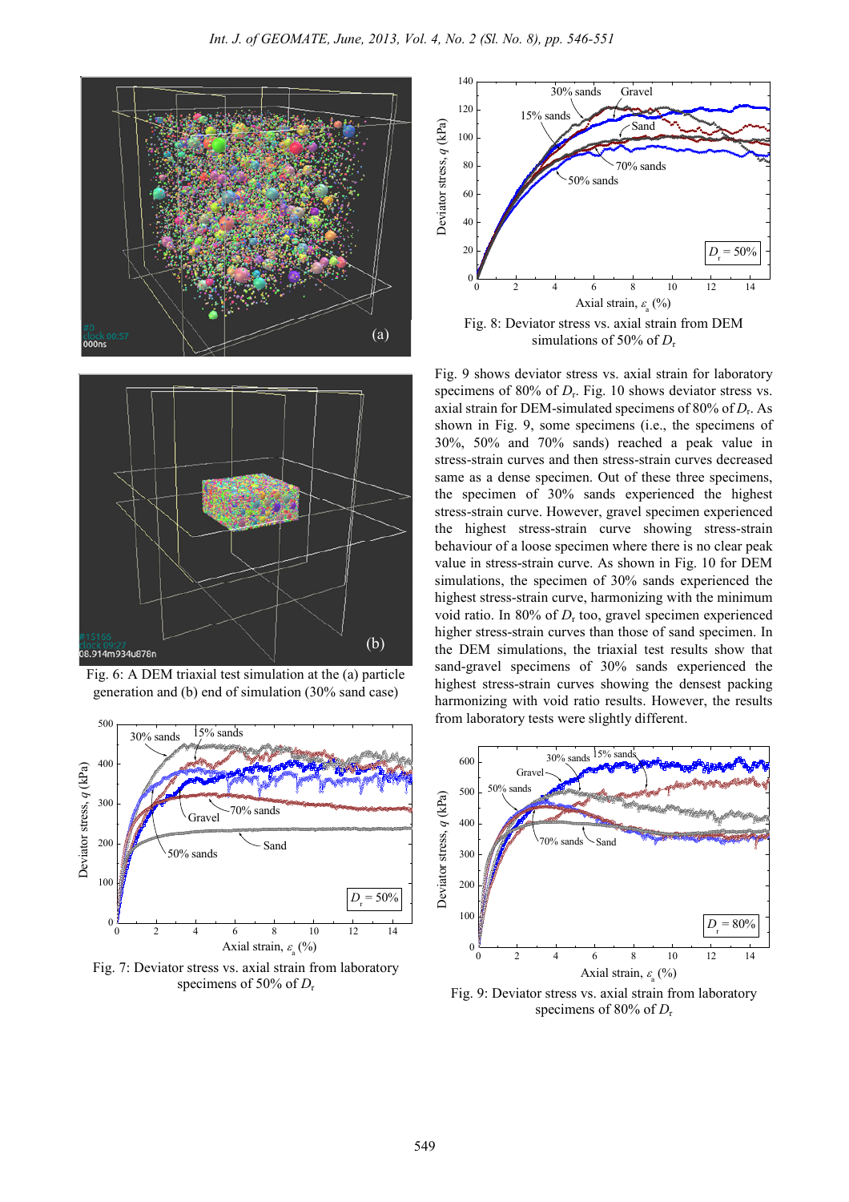Fig. 6: A DEM triaxial test simulation at the (a) particle generation and (b) end of simulation (30% sand case)

Fig. 7: Deviator stress vs. axial strain from laboratory specimens of 50% of $D_r$

Fig. 8: Deviator stress vs. axial strain from DEM simulations of 50% of $D_r$

Fig. 9 shows deviator stress vs. axial strain for laboratory specimens of 80% of $D_r$. Fig. 10 shows deviator stress vs. axial strain for DEM-simulated specimens of 80% of $D_r$. As shown in Fig. 9, some specimens (i.e., the specimens of 30%, 50% and 70% sands) reached a peak value in stress-strain curves and then stress-strain curves decreased same as a dense specimen. Out of these three specimens, the specimen of 30% sands experienced the highest stress-strain curve. However, gravel specimen experienced the highest stress-strain curve showing stress-strain behaviour of a loose specimen where there is no clear peak value in stress-strain curve. As shown in Fig. 10 for DEM simulations, the specimen of 30% sands experienced the highest stress-strain curve, harmonizing with the minimum void ratio. In 80% of $D_r$ too, gravel specimen experienced higher stress-strain curves than those of sand specimen. In the DEM simulations, the triaxial test results show that sand-gravel specimens of 30% sands experienced the highest stress-strain curves showing the densest packing harmonizing with void ratio results. However, the results from laboratory tests were slightly different.

Fig. 9: Deviator stress vs. axial strain from laboratory specimens of 80% of $D_r$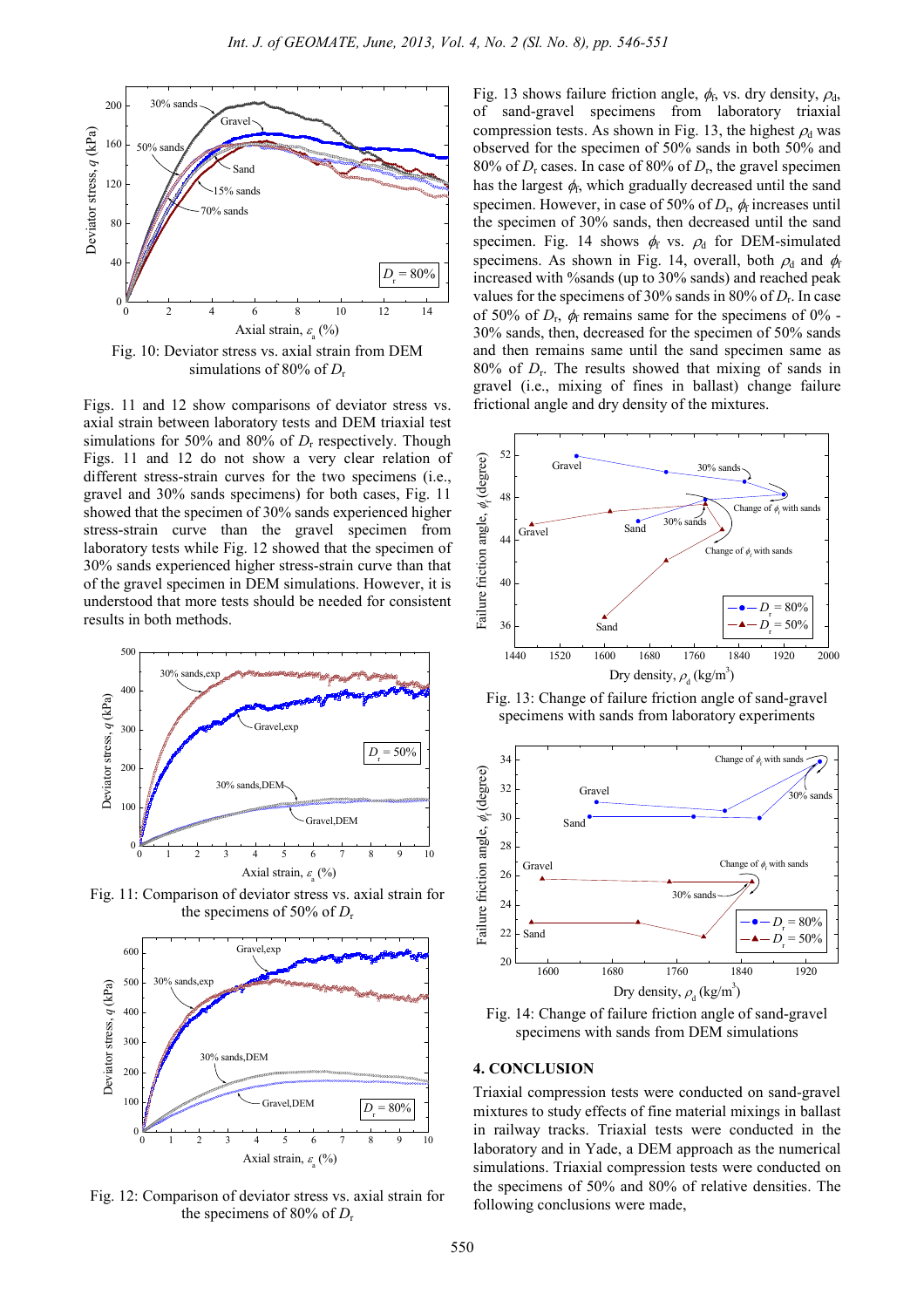Fig. 10: Deviator stress vs. axial strain from DEM simulations of 80% of $D_r$

Figs. 11 and 12 show comparisons of deviator stress vs. axial strain between laboratory tests and DEM triaxial test simulations for 50% and 80% of $D_r$ respectively. Though Figs. 11 and 12 do not show a very clear relation of different stress-strain curves for the two specimens (i.e., gravel and 30% sands specimens) for both cases, Fig. 11 showed that the specimen of 30% sands experienced higher stress-strain curve than the gravel specimen from laboratory tests while Fig. 12 showed that the specimen of 30% sands experienced higher stress-strain curve than that of the gravel specimen in DEM simulations. However, it is understood that more tests should be needed for consistent results in both methods.

Fig. 11: Comparison of deviator stress vs. axial strain for the specimens of 50% of $D_r$

Fig. 12: Comparison of deviator stress vs. axial strain for the specimens of 80% of $D_r$

Fig. 13 shows failure friction angle, $\phi_f$, vs. dry density, $\rho_d$, of sand-gravel specimens from laboratory triaxial compression tests. As shown in Fig. 13, the highest $\rho_d$ was observed for the specimen of 50% sands in both 50% and 80% of $D_r$ cases. In case of 80% of $D_r$, the gravel specimen has the largest $\phi_f$, which gradually decreased until the sand specimen. However, in case of 50% of $D_r$, $\phi_f$ increases until the specimen of 30% sands, then decreased until the sand specimen. Fig. 14 shows $\phi_f$ vs. $\rho_d$ for DEM-simulated specimens. As shown in Fig. 14, overall, both $\rho_d$ and $\phi_f$ increased with %sands (up to 30% sands) and reached peak values for the specimens of 30% sands in 80% of $D_r$. In case of 50% of $D_r$, $\phi_f$ remains same for the specimens of 0% - 30% sands, then, decreased for the specimen of 50% sands and then remains same until the sand specimen same as 80% of $D_r$. The results showed that mixing of sands in gravel (i.e., mixing of fines in ballast) change failure frictional angle and dry density of the mixtures.

Fig. 13: Change of failure friction angle of sand-gravel specimens with sands from laboratory experiments

Fig. 14: Change of failure friction angle of sand-gravel specimens with sands from DEM simulations

## 4. CONCLUSION

Triaxial compression tests were conducted on sand-gravel mixtures to study effects of fine material mixings in ballast in railway tracks. Triaxial tests were conducted in the laboratory and in Yade, a DEM approach as the numerical simulations. Triaxial compression tests were conducted on the specimens of 50% and 80% of relative densities. The following conclusions were made,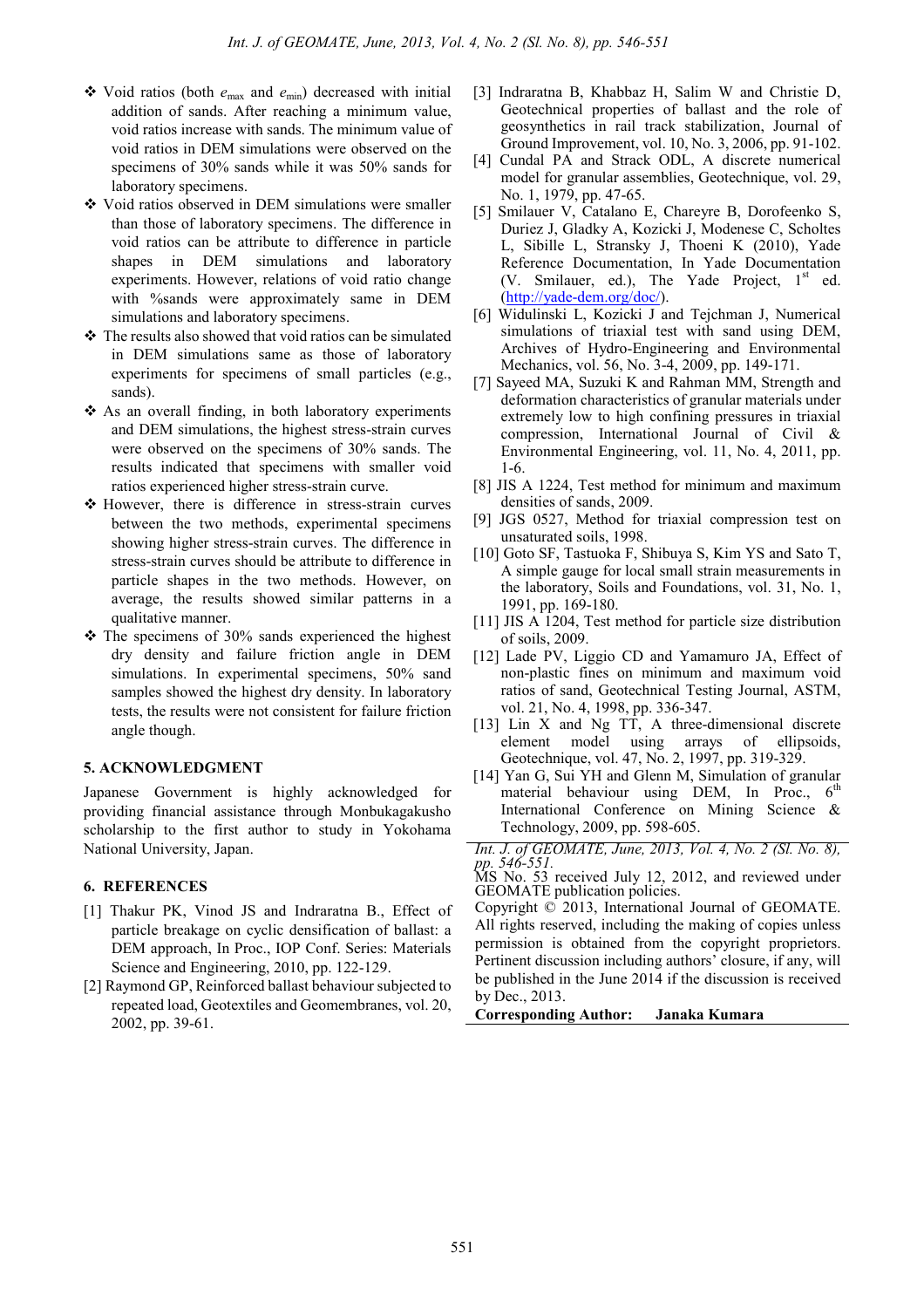- Void ratios (both $e_{max}$ and $e_{min}$) decreased with initial addition of sands. After reaching a minimum value, void ratios increase with sands. The minimum value of void ratios in DEM simulations were observed on the specimens of 30% sands while it was 50% sands for laboratory specimens.
- Void ratios observed in DEM simulations were smaller than those of laboratory specimens. The difference in void ratios can be attribute to difference in particle shapes in DEM simulations and laboratory experiments. However, relations of void ratio change with %sands were approximately same in DEM simulations and laboratory specimens.
- The results also showed that void ratios can be simulated in DEM simulations same as those of laboratory experiments for specimens of small particles (e.g., sands).
- As an overall finding, in both laboratory experiments and DEM simulations, the highest stress-strain curves were observed on the specimens of 30% sands. The results indicated that specimens with smaller void ratios experienced higher stress-strain curve.
- However, there is difference in stress-strain curves between the two methods, experimental specimens showing higher stress-strain curves. The difference in stress-strain curves should be attribute to difference in particle shapes in the two methods. However, on average, the results showed similar patterns in a qualitative manner.
- The specimens of 30% sands experienced the highest dry density and failure friction angle in DEM simulations. In experimental specimens, 50% sand samples showed the highest dry density. In laboratory tests, the results were not consistent for failure friction angle though.

## 5. ACKNOWLEDGMENT

Japanese Government is highly acknowledged for providing financial assistance through Monbukagakusho scholarship to the first author to study in Yokohama National University, Japan.

## 6. REFERENCES

[1] Thakur PK, Vinod JS and Indraratna B., Effect of particle breakage on cyclic densification of ballast: a DEM approach, In Proc., IOP Conf. Series: Materials Science and Engineering, 2010, pp. 122-129.

[2] Raymond GP, Reinforced ballast behaviour subjected to repeated load, Geotextiles and Geomembranes, vol. 20, 2002, pp. 39-61.

[3] Indraratna B, Khabbaz H, Salim W and Christie D, Geotechnical properties of ballast and the role of geosynthetics in rail track stabilization, Journal of Ground Improvement, vol. 10, No. 3, 2006, pp. 91-102.

[4] Cundal PA and Strack ODL, A discrete numerical model for granular assemblies, Geotechnique, vol. 29, No. 1, 1979, pp. 47-65.

[5] Smilauer V, Catalano E, Chareyre B, Dorofeenko S, Duriez J, Gladky A, Kozicki J, Modenese C, Scholtes L, Sibille L, Stransky J, Thoeni K (2010), Yade Reference Documentation, In Yade Documentation (V. Smilauer, ed.), The Yade Project, 1st ed. (http://yade-dem.org/doc/).

[6] Widulinski L, Kozicki J and Tejchman J, Numerical simulations of triaxial test with sand using DEM, Archives of Hydro-Engineering and Environmental Mechanics, vol. 56, No. 3-4, 2009, pp. 149-171.

[7] Sayeed MA, Suzuki K and Rahman MM, Strength and deformation characteristics of granular materials under extremely low to high confining pressures in triaxial compression, International Journal of Civil & Environmental Engineering, vol. 11, No. 4, 2011, pp. 1-6.

[8] JIS A 1224, Test method for minimum and maximum densities of sands, 2009.

[9] JGS 0527, Method for triaxial compression test on unsaturated soils, 1998.

[10] Goto SF, Tastuoka F, Shibuya S, Kim YS and Sato T, A simple gauge for local small strain measurements in the laboratory, Soils and Foundations, vol. 31, No. 1, 1991, pp. 169-180.

[11] JIS A 1204, Test method for particle size distribution of soils, 2009.

[12] Lade PV, Liggio CD and Yamamuro JA, Effect of non-plastic fines on minimum and maximum void ratios of sand, Geotechnical Testing Journal, ASTM, vol. 21, No. 4, 1998, pp. 336-347.

[13] Lin X and Ng TT, A three-dimensional discrete element model using arrays of ellipsoids, Geotechnique, vol. 47, No. 2, 1997, pp. 319-329.

[14] Yan G, Sui YH and Glenn M, Simulation of granular material behaviour using DEM, In Proc., 6th International Conference on Mining Science & Technology, 2009, pp. 598-605.

MS No. 53 received July 12, 2012, and reviewed under GEOMATE publication policies.

Copyright © 2013, International Journal of GEOMATE. All rights reserved, including the making of copies unless permission is obtained from the copyright proprietors. Pertinent discussion including authors' closure, if any, will be published in the June 2014 if the discussion is received by Dec., 2013.

**Corresponding Author: Janaka Kumara**